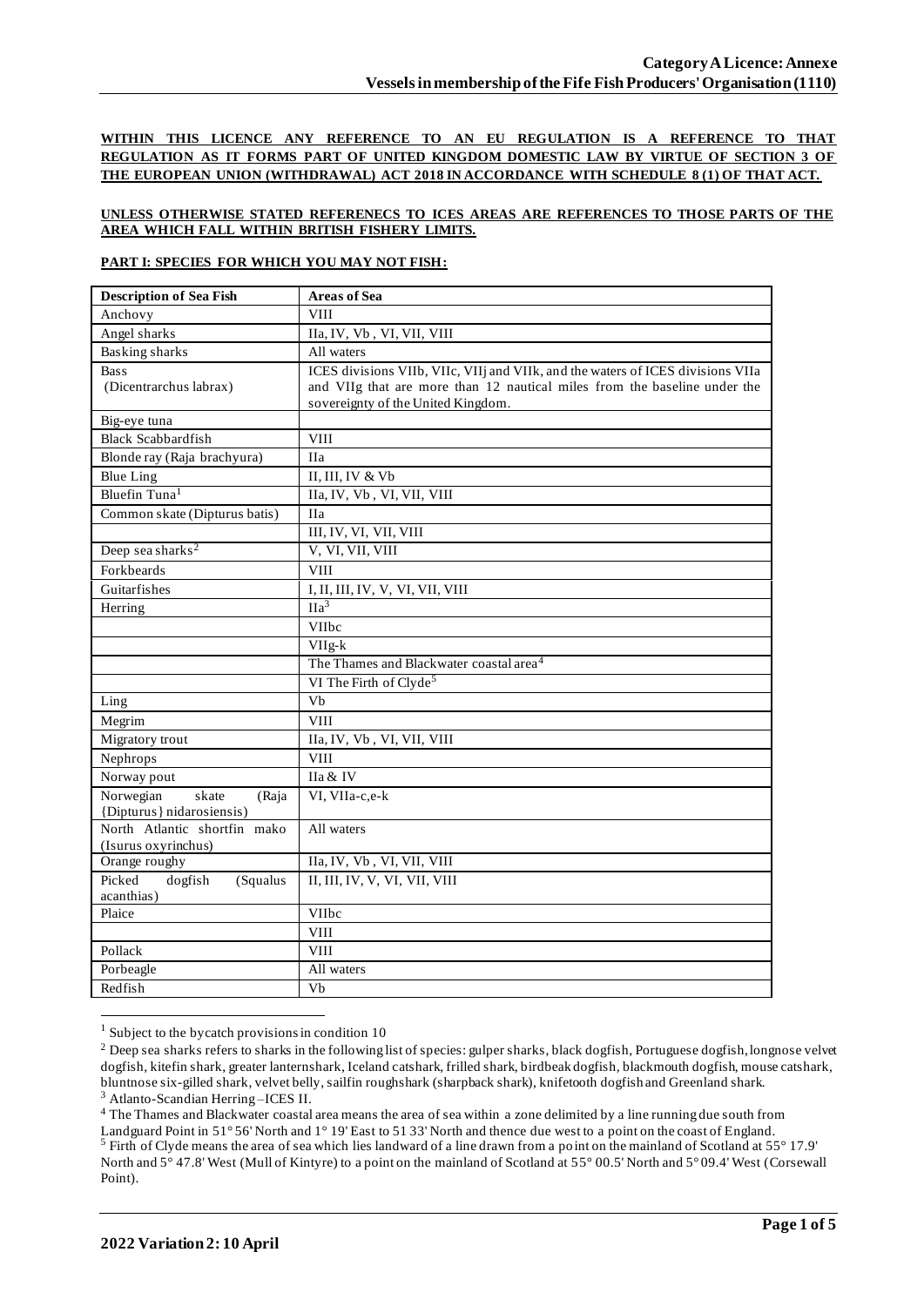**WITHIN THIS LICENCE ANY REFERENCE TO AN EU REGULATION IS A REFERENCE TO THAT REGULATION AS IT FORMS PART OF UNITED KINGDOM DOMESTIC LAW BY VIRTUE OF SECTION 3 OF THE EUROPEAN UNION (WITHDRAWAL) ACT 2018 IN ACCORDANCE WITH SCHEDULE 8 (1) OF THAT ACT.**

**UNLESS OTHERWISE STATED REFERENECS TO ICES AREAS ARE REFERENCES TO THOSE PARTS OF THE AREA WHICH FALL WITHIN BRITISH FISHERY LIMITS.**

**PART I: SPECIES FOR WHICH YOU MAY NOT FISH:**

| Description of Sea Fish | Areas of Sea |
|---|---|
| Anchovy | VIII |
| Angel sharks | IIa, IV, Vb , VI, VII, VIII |
| Basking sharks | All waters |
| Bass (Dicentrarchus labrax) | ICES divisions VIIb, VIIc, VIIj and VIIk, and the waters of ICES divisions VIIa and VIIg that are more than 12 nautical miles from the baseline under the sovereignty of the United Kingdom. |
| Big-eye tuna | |
| Black Scabbardfish | VIII |
| Blonde ray (Raja brachyura) | IIa |
| Blue Ling | II, III, IV & Vb |
| Bluefin Tuna[1] | IIa, IV, Vb , VI, VII, VIII |
| Common skate (Dipturus batis) | IIa |
| | III, IV, VI, VII, VIII |
| Deep sea sharks[2] | V, VI, VII, VIII |
| Forkbeards | VIII |
| Guitarfishes | I, II, III, IV, V, VI, VII, VIII |
| Herring | IIa[3] |
| | VIIbc |
| | VIIg-k |
| | The Thames and Blackwater coastal area[4] |
| | VI The Firth of Clyde[5] |
| Ling | Vb |
| Megrim | VIII |
| Migratory trout | IIa, IV, Vb , VI, VII, VIII |
| Nephrops | VIII |
| Norway pout | IIa & IV |
| Norwegian skate (Raja {Dipturus} nidarosiensis) | VI, VIIa-c,e-k |
| North Atlantic shortfin mako (Isurus oxyrinchus) | All waters |
| Orange roughy | IIa, IV, Vb , VI, VII, VIII |
| Picked dogfish (Squalus acanthias) | II, III, IV, V, VI, VII, VIII |
| Plaice | VIIbc |
| | VIII |
| Pollack | VIII |
| Porbeagle | All waters |
| Redfish | Vb |

[1] Subject to the bycatch provisions in condition 10

[2] Deep sea sharks refers to sharks in the following list of species: gulper sharks, black dogfish, Portuguese dogfish, longnose velvet dogfish, kitefin shark, greater lanternshark, Iceland catshark, frilled shark, birdbeak dogfish, blackmouth dogfish, mouse catshark, bluntnose six-gilled shark, velvet belly, sailfin roughshark (sharpback shark), knifetooth dogfish and Greenland shark.

[3] Atlanto-Scandian Herring –ICES II.

[4] The Thames and Blackwater coastal area means the area of sea within a zone delimited by a line running due south from Landguard Point in 51° 56' North and 1° 19' East to 51 33' North and thence due west to a point on the coast of England.

[5] Firth of Clyde means the area of sea which lies landward of a line drawn from a point on the mainland of Scotland at 55° 17.9' North and 5° 47.8' West (Mull of Kintyre) to a point on the mainland of Scotland at 55° 00.5' North and 5° 09.4' West (Corsewall Point).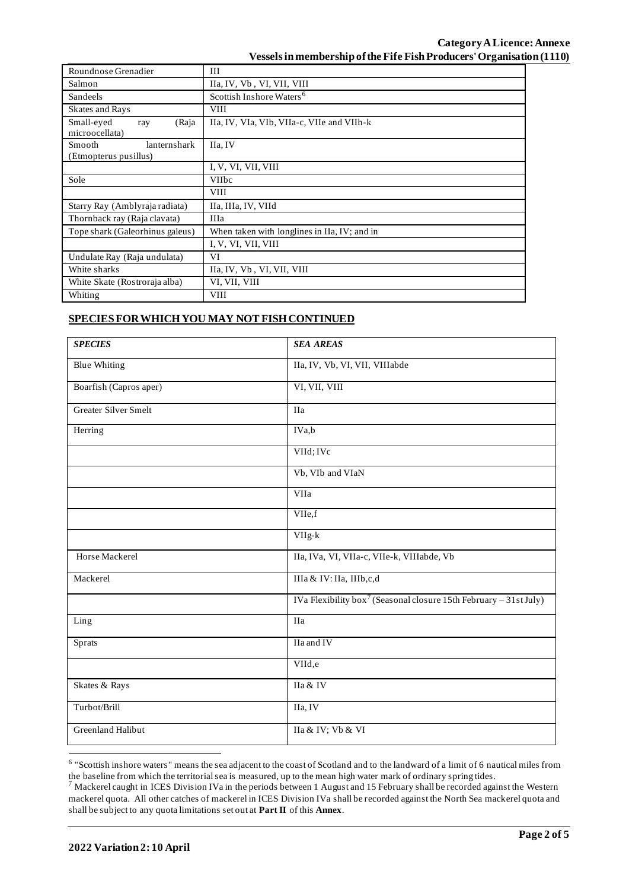| Roundnose Grenadier | III |
|---|---|
| Salmon | IIa, IV, Vb , VI, VII, VIII |
| Sandeels | Scottish Inshore Waters[6] |
| Skates and Rays | VIII |
| Small-eyed ray (Raja microocellata) | IIa, IV, VIa, VIb, VIIa-c, VIIe and VIIh-k |
| Smooth lanternshark (Etmopterus pusillus) | IIa, IV |
| | I, V, VI, VII, VIII |
| Sole | VIIbc |
| | VIII |
| Starry Ray (Amblyraja radiata) | IIa, IIIa, IV, VIId |
| Thornback ray (Raja clavata) | IIIa |
| Tope shark (Galeorhinus galeus) | When taken with longlines in IIa, IV; and in |
| | I, V, VI, VII, VIII |
| Undulate Ray (Raja undulata) | VI |
| White sharks | IIa, IV, Vb , VI, VII, VIII |
| White Skate (Rostroraja alba) | VI, VII, VIII |
| Whiting | VIII |

## SPECIES FOR WHICH YOU MAY NOT FISH CONTINUED

| *SPECIES* | *SEA AREAS* |
|---|---|
| Blue Whiting | IIa, IV, Vb, VI, VII, VIIIabde |
| Boarfish (Capros aper) | VI, VII, VIII |
| Greater Silver Smelt | IIa |
| Herring | IVa,b |
| | VIId; IVc |
| | Vb, VIb and VIaN |
| | VIIa |
| | VIIe,f |
| | VIIg-k |
| Horse Mackerel | IIa, IVa, VI, VIIa-c, VIIe-k, VIIIabde, Vb |
| Mackerel | IIIa & IV: IIa, IIIb,c,d |
| | IVa Flexibility box[7] (Seasonal closure 15th February – 31st July) |
| Ling | IIa |
| Sprats | IIa and IV |
| | VIId,e |
| Skates & Rays | IIa & IV |
| Turbot/Brill | IIa, IV |
| Greenland Halibut | IIa & IV; Vb & VI |

[6] "Scottish inshore waters" means the sea adjacent to the coast of Scotland and to the landward of a limit of 6 nautical miles from the baseline from which the territorial sea is measured, up to the mean high water mark of ordinary spring tides.

[7] Mackerel caught in ICES Division IVa in the periods between 1 August and 15 February shall be recorded against the Western mackerel quota. All other catches of mackerel in ICES Division IVa shall be recorded against the North Sea mackerel quota and shall be subject to any quota limitations set out at **Part II** of this **Annex**.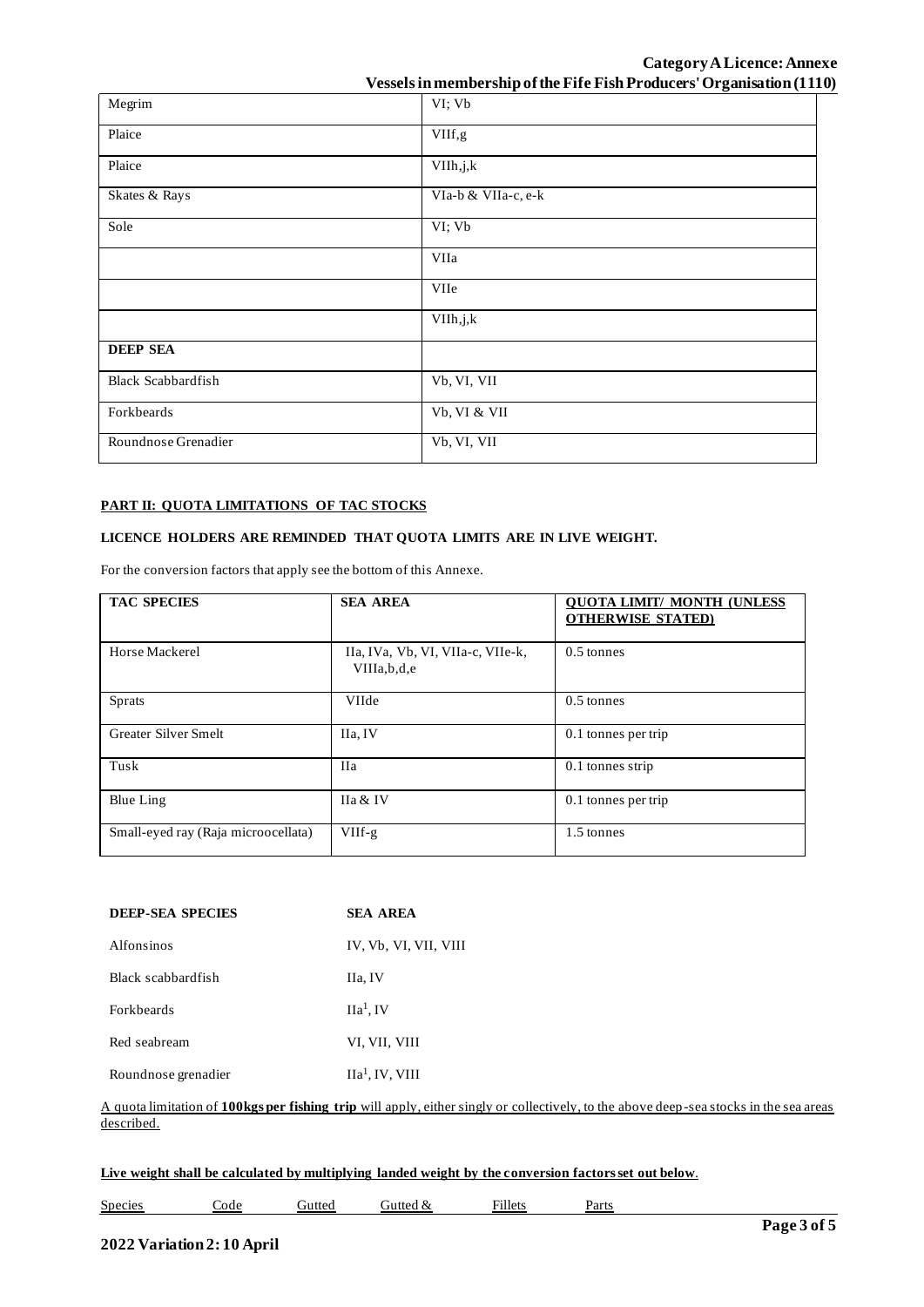| Megrim | VI; Vb |
|---|---|
| Plaice | VIIf,g |
| Plaice | VIIh,j,k |
| Skates & Rays | VIa-b & VIIa-c, e-k |
| Sole | VI; Vb |
| | VIIa |
| | VIIe |
| | VIIh,j,k |
| **DEEP SEA** | |
| Black Scabbardfish | Vb, VI, VII |
| Forkbeards | Vb, VI & VII |
| Roundnose Grenadier | Vb, VI, VII |

**PART II: QUOTA LIMITATIONS OF TAC STOCKS**

**LICENCE HOLDERS ARE REMINDED THAT QUOTA LIMITS ARE IN LIVE WEIGHT.**

For the conversion factors that apply see the bottom of this Annexe.

| TAC SPECIES | SEA AREA | QUOTA LIMIT/ MONTH (UNLESS OTHERWISE STATED) |
|---|---|---|
| Horse Mackerel | IIa, IVa, Vb, VI, VIIa-c, VIIe-k, VIIIa,b,d,e | 0.5 tonnes |
| Sprats | VIIde | 0.5 tonnes |
| Greater Silver Smelt | IIa, IV | 0.1 tonnes per trip |
| Tusk | IIa | 0.1 tonnes strip |
| Blue Ling | IIa & IV | 0.1 tonnes per trip |
| Small-eyed ray (Raja microocellata) | VIIf-g | 1.5 tonnes |

| DEEP-SEA SPECIES | SEA AREA |
|---|---|
| Alfonsinos | IV, Vb, VI, VII, VIII |
| Black scabbardfish | IIa, IV |
| Forkbeards | IIa[1], IV |
| Red seabream | VI, VII, VIII |
| Roundnose grenadier | IIa[1], IV, VIII |

A quota limitation of **100kgs per fishing trip** will apply, either singly or collectively, to the above deep-sea stocks in the sea areas described.

**Live weight shall be calculated by multiplying landed weight by the conversion factors set out below.**

| Species | Code | Gutted | Gutted & | Fillets | Parts |
|---|---|---|---|---|---|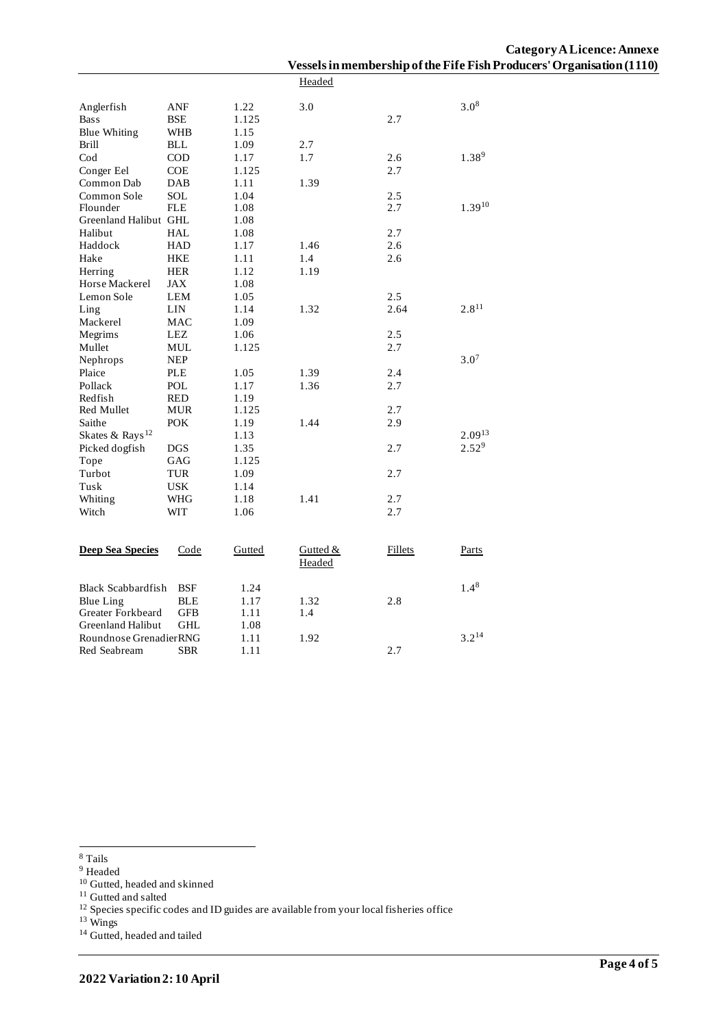| | | | Headed | | |
|---|---|---|---|---|---|
| Anglerfish | ANF | 1.22 | 3.0 | | 3.0[8] |
| Bass | BSE | 1.125 | | 2.7 | |
| Blue Whiting | WHB | 1.15 | | | |
| Brill | BLL | 1.09 | 2.7 | | |
| Cod | COD | 1.17 | 1.7 | 2.6 | 1.38[9] |
| Conger Eel | COE | 1.125 | | 2.7 | |
| Common Dab | DAB | 1.11 | 1.39 | | |
| Common Sole | SOL | 1.04 | | 2.5 | |
| Flounder | FLE | 1.08 | | 2.7 | 1.39[10] |
| Greenland Halibut | GHL | 1.08 | | | |
| Halibut | HAL | 1.08 | | 2.7 | |
| Haddock | HAD | 1.17 | 1.46 | 2.6 | |
| Hake | HKE | 1.11 | 1.4 | 2.6 | |
| Herring | HER | 1.12 | 1.19 | | |
| Horse Mackerel | JAX | 1.08 | | | |
| Lemon Sole | LEM | 1.05 | | 2.5 | |
| Ling | LIN | 1.14 | 1.32 | 2.64 | 2.8[11] |
| Mackerel | MAC | 1.09 | | | |
| Megrims | LEZ | 1.06 | | 2.5 | |
| Mullet | MUL | 1.125 | | 2.7 | |
| Nephrops | NEP | | | | 3.0[7] |
| Plaice | PLE | 1.05 | 1.39 | 2.4 | |
| Pollack | POL | 1.17 | 1.36 | 2.7 | |
| Redfish | RED | 1.19 | | | |
| Red Mullet | MUR | 1.125 | | 2.7 | |
| Saithe | POK | 1.19 | 1.44 | 2.9 | |
| Skates & Rays[12] | | 1.13 | | | 2.09[13] |
| Picked dogfish | DGS | 1.35 | | 2.7 | 2.52[9] |
| Tope | GAG | 1.125 | | | |
| Turbot | TUR | 1.09 | | 2.7 | |
| Tusk | USK | 1.14 | | | |
| Whiting | WHG | 1.18 | 1.41 | 2.7 | |
| Witch | WIT | 1.06 | | 2.7 | |

| **Deep Sea Species** | Code | Gutted | Gutted & Headed | Fillets | Parts |
|---|---|---|---|---|---|
| Black Scabbardfish | BSF | 1.24 | | | 1.4[8] |
| Blue Ling | BLE | 1.17 | 1.32 | 2.8 | |
| Greater Forkbeard | GFB | 1.11 | 1.4 | | |
| Greenland Halibut | GHL | 1.08 | | | |
| Roundnose Grenadier | RNG | 1.11 | 1.92 | | 3.2[14] |
| Red Seabream | SBR | 1.11 | | 2.7 | |

[8] Tails
[9] Headed
[10] Gutted, headed and skinned
[11] Gutted and salted
[12] Species specific codes and ID guides are available from your local fisheries office
[13] Wings
[14] Gutted, headed and tailed